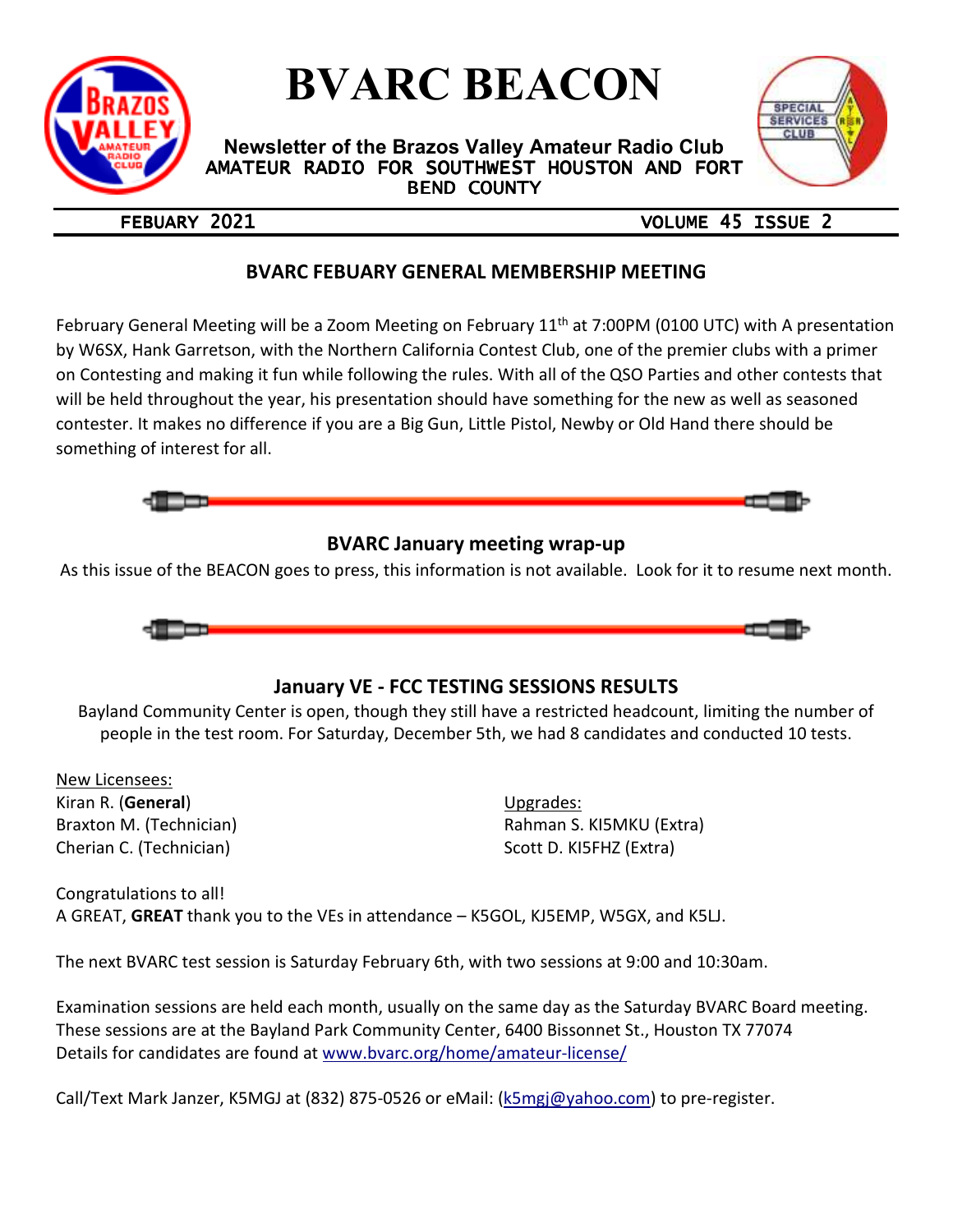# BVARC BEACON

**Newsletter of the Brazos Valley Amateur Radio Club**
AMATEUR RADIO FOR SOUTHWEST HOUSTON AND FORT BEND COUNTY

FEBUARY 2021 — VOLUME 45 ISSUE 2

## BVARC FEBUARY GENERAL MEMBERSHIP MEETING

February General Meeting will be a Zoom Meeting on February 11th at 7:00PM (0100 UTC) with A presentation by W6SX, Hank Garretson, with the Northern California Contest Club, one of the premier clubs with a primer on Contesting and making it fun while following the rules. With all of the QSO Parties and other contests that will be held throughout the year, his presentation should have something for the new as well as seasoned contester. It makes no difference if you are a Big Gun, Little Pistol, Newby or Old Hand there should be something of interest for all.

## BVARC January meeting wrap-up

As this issue of the BEACON goes to press, this information is not available. Look for it to resume next month.

## January VE - FCC TESTING SESSIONS RESULTS

Bayland Community Center is open, though they still have a restricted headcount, limiting the number of people in the test room. For Saturday, December 5th, we had 8 candidates and conducted 10 tests.

New Licensees:
Kiran R. (**General**)
Braxton M. (Technician)
Cherian C. (Technician)

Upgrades:
Rahman S. KI5MKU (Extra)
Scott D. KI5FHZ (Extra)

Congratulations to all!
A GREAT, **GREAT** thank you to the VEs in attendance – K5GOL, KJ5EMP, W5GX, and K5LJ.

The next BVARC test session is Saturday February 6th, with two sessions at 9:00 and 10:30am.

Examination sessions are held each month, usually on the same day as the Saturday BVARC Board meeting. These sessions are at the Bayland Park Community Center, 6400 Bissonnet St., Houston TX 77074
Details for candidates are found at [www.bvarc.org/home/amateur-license/](www.bvarc.org/home/amateur-license/)

Call/Text Mark Janzer, K5MGJ at (832) 875-0526 or eMail: ([k5mgj@yahoo.com](mailto:k5mgj@yahoo.com)) to pre-register.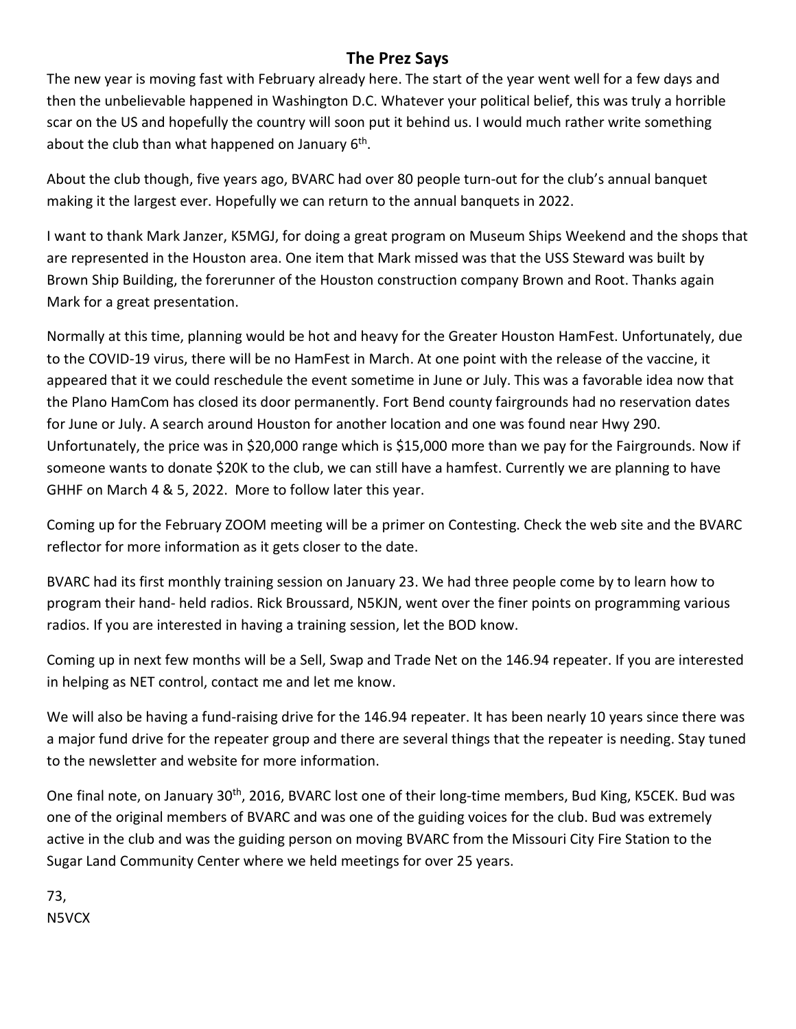## The Prez Says

The new year is moving fast with February already here. The start of the year went well for a few days and then the unbelievable happened in Washington D.C. Whatever your political belief, this was truly a horrible scar on the US and hopefully the country will soon put it behind us. I would much rather write something about the club than what happened on January 6th.

About the club though, five years ago, BVARC had over 80 people turn-out for the club's annual banquet making it the largest ever. Hopefully we can return to the annual banquets in 2022.

I want to thank Mark Janzer, K5MGJ, for doing a great program on Museum Ships Weekend and the shops that are represented in the Houston area. One item that Mark missed was that the USS Steward was built by Brown Ship Building, the forerunner of the Houston construction company Brown and Root. Thanks again Mark for a great presentation.

Normally at this time, planning would be hot and heavy for the Greater Houston HamFest. Unfortunately, due to the COVID-19 virus, there will be no HamFest in March. At one point with the release of the vaccine, it appeared that it we could reschedule the event sometime in June or July. This was a favorable idea now that the Plano HamCom has closed its door permanently. Fort Bend county fairgrounds had no reservation dates for June or July. A search around Houston for another location and one was found near Hwy 290. Unfortunately, the price was in $20,000 range which is $15,000 more than we pay for the Fairgrounds. Now if someone wants to donate $20K to the club, we can still have a hamfest. Currently we are planning to have GHHF on March 4 & 5, 2022. More to follow later this year.

Coming up for the February ZOOM meeting will be a primer on Contesting. Check the web site and the BVARC reflector for more information as it gets closer to the date.

BVARC had its first monthly training session on January 23. We had three people come by to learn how to program their hand- held radios. Rick Broussard, N5KJN, went over the finer points on programming various radios. If you are interested in having a training session, let the BOD know.

Coming up in next few months will be a Sell, Swap and Trade Net on the 146.94 repeater. If you are interested in helping as NET control, contact me and let me know.

We will also be having a fund-raising drive for the 146.94 repeater. It has been nearly 10 years since there was a major fund drive for the repeater group and there are several things that the repeater is needing. Stay tuned to the newsletter and website for more information.

One final note, on January 30th, 2016, BVARC lost one of their long-time members, Bud King, K5CEK. Bud was one of the original members of BVARC and was one of the guiding voices for the club. Bud was extremely active in the club and was the guiding person on moving BVARC from the Missouri City Fire Station to the Sugar Land Community Center where we held meetings for over 25 years.

73,  
N5VCX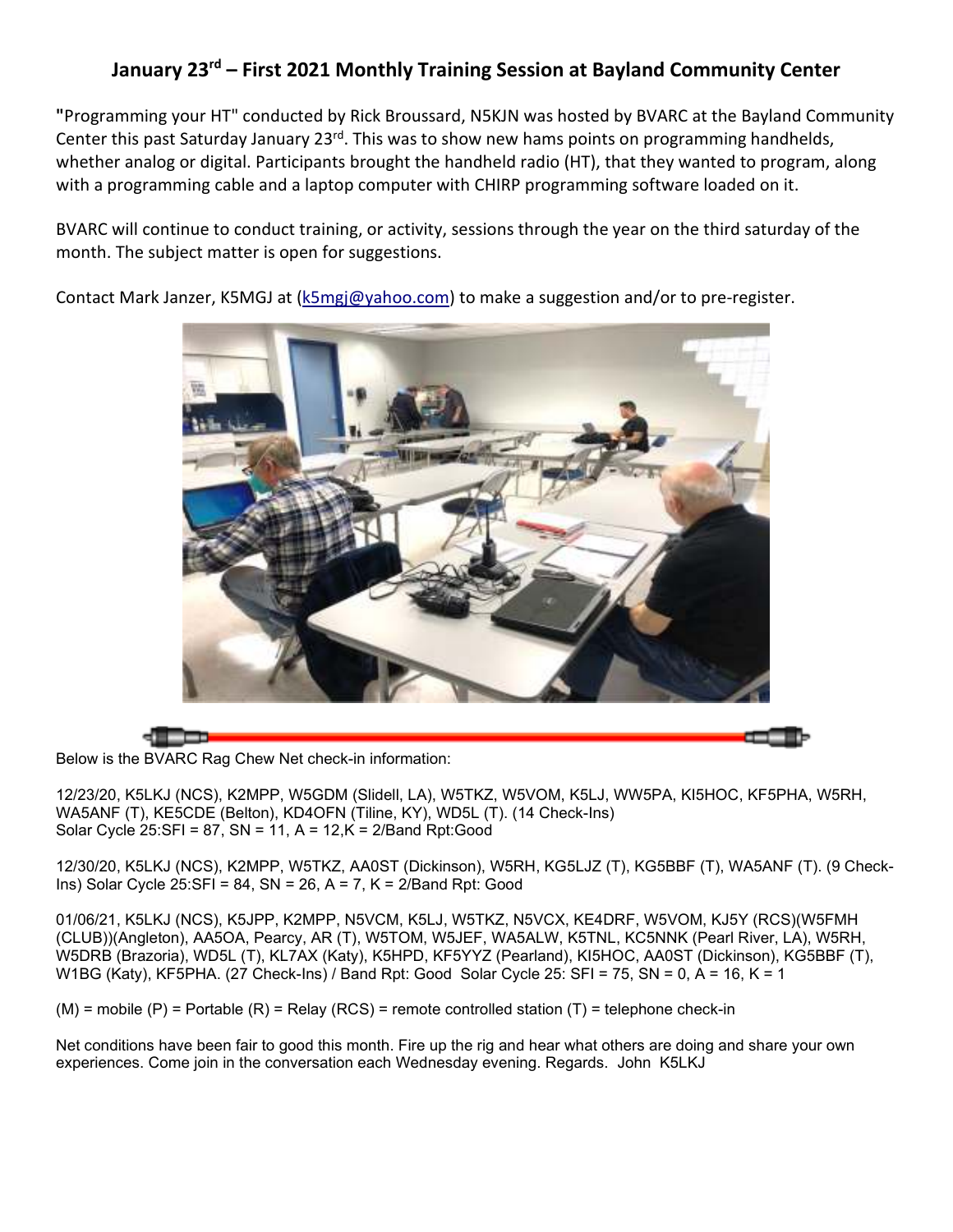## January 23rd – First 2021 Monthly Training Session at Bayland Community Center

"Programming your HT" conducted by Rick Broussard, N5KJN was hosted by BVARC at the Bayland Community Center this past Saturday January 23rd. This was to show new hams points on programming handhelds, whether analog or digital. Participants brought the handheld radio (HT), that they wanted to program, along with a programming cable and a laptop computer with CHIRP programming software loaded on it.

BVARC will continue to conduct training, or activity, sessions through the year on the third saturday of the month. The subject matter is open for suggestions.

Contact Mark Janzer, K5MGJ at (k5mgj@yahoo.com) to make a suggestion and/or to pre-register.

Below is the BVARC Rag Chew Net check-in information:

12/23/20, K5LKJ (NCS), K2MPP, W5GDM (Slidell, LA), W5TKZ, W5VOM, K5LJ, WW5PA, KI5HOC, KF5PHA, W5RH, WA5ANF (T), KE5CDE (Belton), KD4OFN (Tiline, KY), WD5L (T). (14 Check-Ins)
Solar Cycle 25:SFI = 87, SN = 11, A = 12,K = 2/Band Rpt:Good

12/30/20, K5LKJ (NCS), K2MPP, W5TKZ, AA0ST (Dickinson), W5RH, KG5LJZ (T), KG5BBF (T), WA5ANF (T). (9 Check-Ins) Solar Cycle 25:SFI = 84, SN = 26, A = 7, K = 2/Band Rpt: Good

01/06/21, K5LKJ (NCS), K5JPP, K2MPP, N5VCM, K5LJ, W5TKZ, N5VCX, KE4DRF, W5VOM, KJ5Y (RCS)(W5FMH (CLUB))(Angleton), AA5OA, Pearcy, AR (T), W5TOM, W5JEF, WA5ALW, K5TNL, KC5NNK (Pearl River, LA), W5RH, W5DRB (Brazoria), WD5L (T), KL7AX (Katy), K5HPD, KF5YYZ (Pearland), KI5HOC, AA0ST (Dickinson), KG5BBF (T), W1BG (Katy), KF5PHA. (27 Check-Ins) / Band Rpt: Good Solar Cycle 25: SFI = 75, SN = 0, A = 16, K = 1

(M) = mobile (P) = Portable (R) = Relay (RCS) = remote controlled station (T) = telephone check-in

Net conditions have been fair to good this month. Fire up the rig and hear what others are doing and share your own experiences. Come join in the conversation each Wednesday evening. Regards. John K5LKJ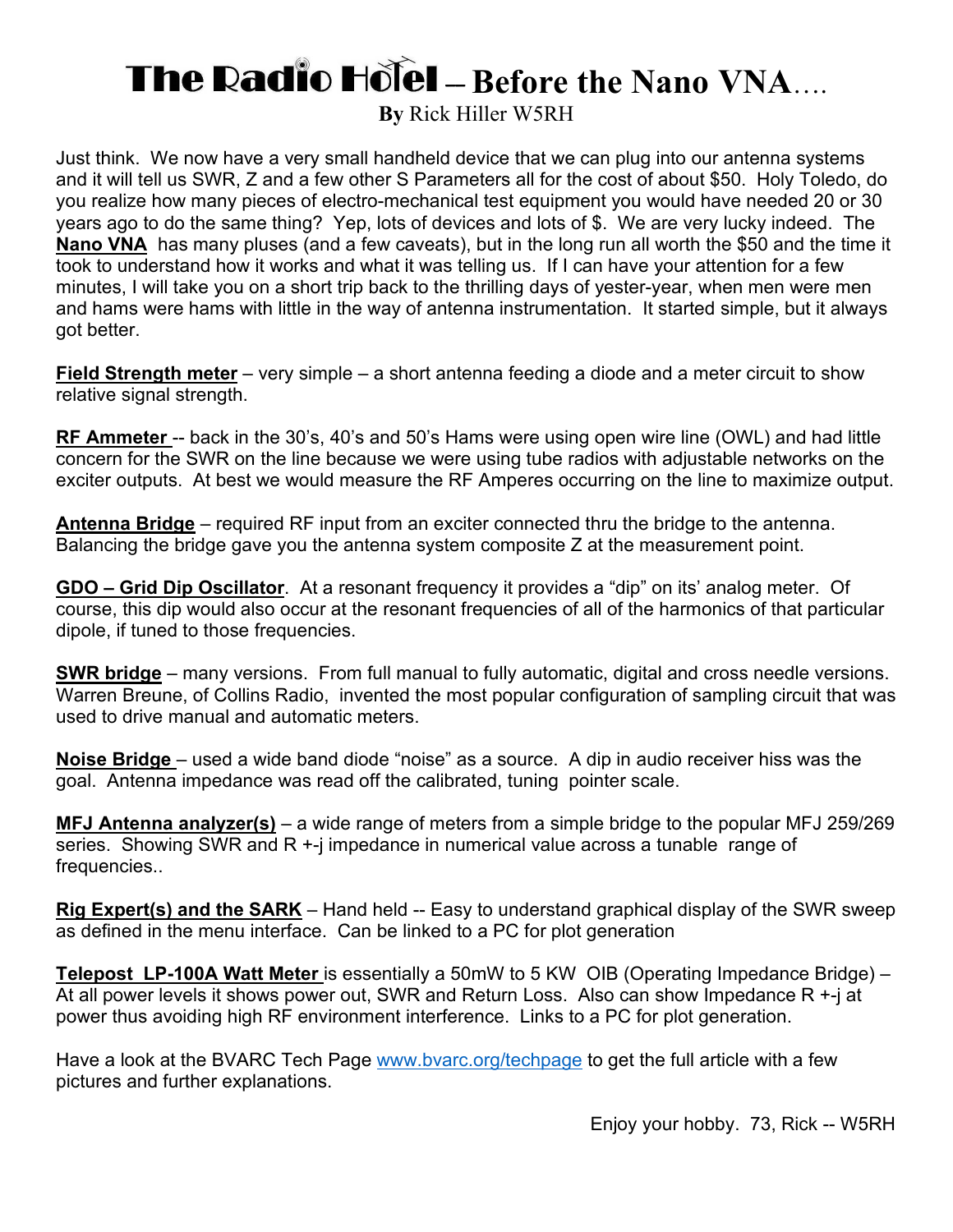# The Radio Hotel – Before the Nano VNA….

**By** Rick Hiller W5RH

Just think. We now have a very small handheld device that we can plug into our antenna systems and it will tell us SWR, Z and a few other S Parameters all for the cost of about $50. Holy Toledo, do you realize how many pieces of electro-mechanical test equipment you would have needed 20 or 30 years ago to do the same thing? Yep, lots of devices and lots of $. We are very lucky indeed. The **Nano VNA** has many pluses (and a few caveats), but in the long run all worth the $50 and the time it took to understand how it works and what it was telling us. If I can have your attention for a few minutes, I will take you on a short trip back to the thrilling days of yester-year, when men were men and hams were hams with little in the way of antenna instrumentation. It started simple, but it always got better.

**Field Strength meter** – very simple – a short antenna feeding a diode and a meter circuit to show relative signal strength.

**RF Ammeter** -- back in the 30's, 40's and 50's Hams were using open wire line (OWL) and had little concern for the SWR on the line because we were using tube radios with adjustable networks on the exciter outputs. At best we would measure the RF Amperes occurring on the line to maximize output.

**Antenna Bridge** – required RF input from an exciter connected thru the bridge to the antenna. Balancing the bridge gave you the antenna system composite Z at the measurement point.

**GDO – Grid Dip Oscillator**. At a resonant frequency it provides a "dip" on its' analog meter. Of course, this dip would also occur at the resonant frequencies of all of the harmonics of that particular dipole, if tuned to those frequencies.

**SWR bridge** – many versions. From full manual to fully automatic, digital and cross needle versions. Warren Breune, of Collins Radio, invented the most popular configuration of sampling circuit that was used to drive manual and automatic meters.

**Noise Bridge** – used a wide band diode "noise" as a source. A dip in audio receiver hiss was the goal. Antenna impedance was read off the calibrated, tuning pointer scale.

**MFJ Antenna analyzer(s)** – a wide range of meters from a simple bridge to the popular MFJ 259/269 series. Showing SWR and R +-j impedance in numerical value across a tunable range of frequencies..

**Rig Expert(s) and the SARK** – Hand held -- Easy to understand graphical display of the SWR sweep as defined in the menu interface. Can be linked to a PC for plot generation

**Telepost LP-100A Watt Meter** is essentially a 50mW to 5 KW OIB (Operating Impedance Bridge) – At all power levels it shows power out, SWR and Return Loss. Also can show Impedance R +-j at power thus avoiding high RF environment interference. Links to a PC for plot generation.

Have a look at the BVARC Tech Page [www.bvarc.org/techpage](http://www.bvarc.org/techpage) to get the full article with a few pictures and further explanations.

Enjoy your hobby. 73, Rick -- W5RH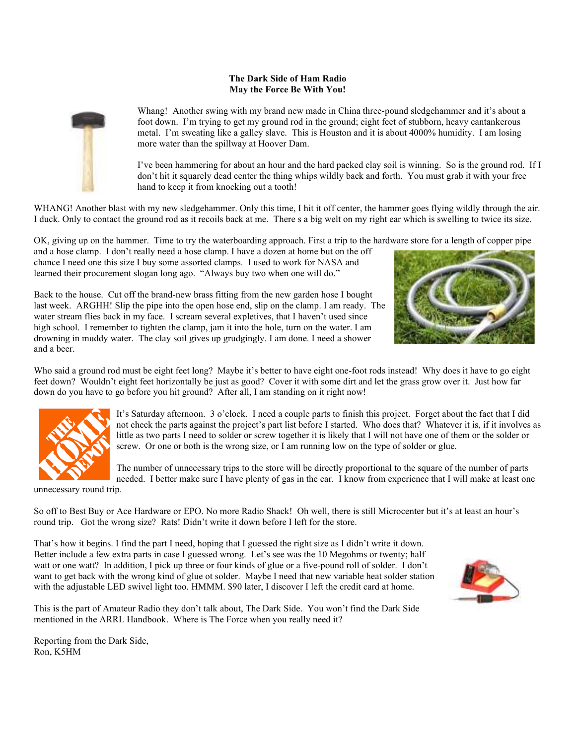**The Dark Side of Ham Radio**
**May the Force Be With You!**

Whang! Another swing with my brand new made in China three-pound sledgehammer and it's about a foot down. I'm trying to get my ground rod in the ground; eight feet of stubborn, heavy cantankerous metal. I'm sweating like a galley slave. This is Houston and it is about 4000% humidity. I am losing more water than the spillway at Hoover Dam.

I've been hammering for about an hour and the hard packed clay soil is winning. So is the ground rod. If I don't hit it squarely dead center the thing whips wildly back and forth. You must grab it with your free hand to keep it from knocking out a tooth!

WHANG! Another blast with my new sledgehammer. Only this time, I hit it off center, the hammer goes flying wildly through the air. I duck. Only to contact the ground rod as it recoils back at me. There s a big welt on my right ear which is swelling to twice its size.

OK, giving up on the hammer. Time to try the waterboarding approach. First a trip to the hardware store for a length of copper pipe and a hose clamp. I don't really need a hose clamp. I have a dozen at home but on the off chance I need one this size I buy some assorted clamps. I used to work for NASA and learned their procurement slogan long ago. "Always buy two when one will do."

Back to the house. Cut off the brand-new brass fitting from the new garden hose I bought last week. ARGHH! Slip the pipe into the open hose end, slip on the clamp. I am ready. The water stream flies back in my face. I scream several expletives, that I haven't used since high school. I remember to tighten the clamp, jam it into the hole, turn on the water. I am drowning in muddy water. The clay soil gives up grudgingly. I am done. I need a shower and a beer.

Who said a ground rod must be eight feet long? Maybe it's better to have eight one-foot rods instead! Why does it have to go eight feet down? Wouldn't eight feet horizontally be just as good? Cover it with some dirt and let the grass grow over it. Just how far down do you have to go before you hit ground? After all, I am standing on it right now!

It's Saturday afternoon. 3 o'clock. I need a couple parts to finish this project. Forget about the fact that I did not check the parts against the project's part list before I started. Who does that? Whatever it is, if it involves as little as two parts I need to solder or screw together it is likely that I will not have one of them or the solder or screw. Or one or both is the wrong size, or I am running low on the type of solder or glue.

The number of unnecessary trips to the store will be directly proportional to the square of the number of parts needed. I better make sure I have plenty of gas in the car. I know from experience that I will make at least one unnecessary round trip.

So off to Best Buy or Ace Hardware or EPO. No more Radio Shack! Oh well, there is still Microcenter but it's at least an hour's round trip. Got the wrong size? Rats! Didn't write it down before I left for the store.

That's how it begins. I find the part I need, hoping that I guessed the right size as I didn't write it down. Better include a few extra parts in case I guessed wrong. Let's see was the 10 Megohms or twenty; half watt or one watt? In addition, I pick up three or four kinds of glue or a five-pound roll of solder. I don't want to get back with the wrong kind of glue ot solder. Maybe I need that new variable heat solder station with the adjustable LED swivel light too. HMMM. $90 later, I discover I left the credit card at home.

This is the part of Amateur Radio they don't talk about, The Dark Side. You won't find the Dark Side mentioned in the ARRL Handbook. Where is The Force when you really need it?

Reporting from the Dark Side,
Ron, K5HM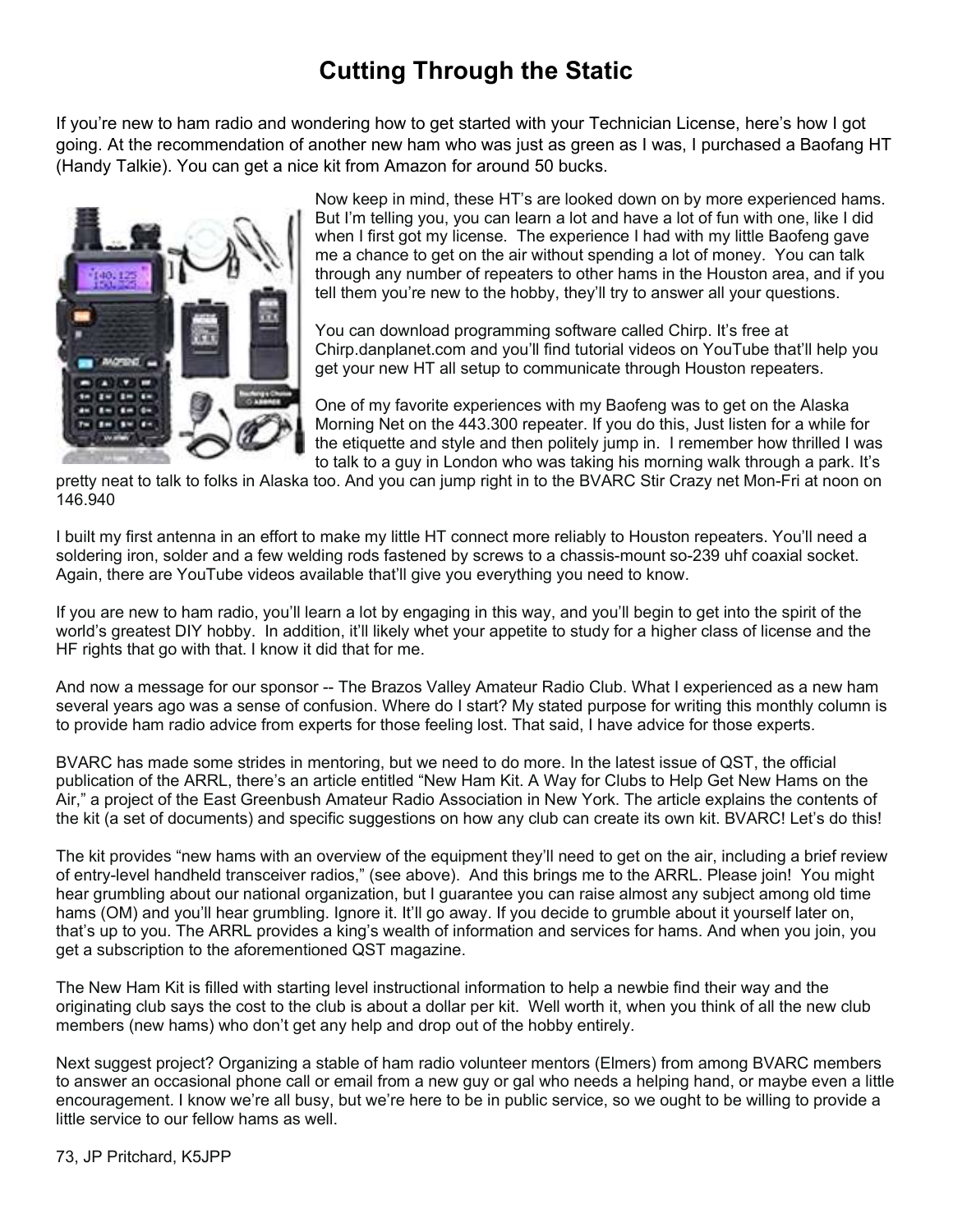# Cutting Through the Static

If you're new to ham radio and wondering how to get started with your Technician License, here's how I got going. At the recommendation of another new ham who was just as green as I was, I purchased a Baofang HT (Handy Talkie). You can get a nice kit from Amazon for around 50 bucks.

Now keep in mind, these HT's are looked down on by more experienced hams. But I'm telling you, you can learn a lot and have a lot of fun with one, like I did when I first got my license. The experience I had with my little Baofeng gave me a chance to get on the air without spending a lot of money. You can talk through any number of repeaters to other hams in the Houston area, and if you tell them you're new to the hobby, they'll try to answer all your questions.

You can download programming software called Chirp. It's free at Chirp.danplanet.com and you'll find tutorial videos on YouTube that'll help you get your new HT all setup to communicate through Houston repeaters.

One of my favorite experiences with my Baofeng was to get on the Alaska Morning Net on the 443.300 repeater. If you do this, Just listen for a while for the etiquette and style and then politely jump in. I remember how thrilled I was to talk to a guy in London who was taking his morning walk through a park. It's pretty neat to talk to folks in Alaska too. And you can jump right in to the BVARC Stir Crazy net Mon-Fri at noon on 146.940

I built my first antenna in an effort to make my little HT connect more reliably to Houston repeaters. You'll need a soldering iron, solder and a few welding rods fastened by screws to a chassis-mount so-239 uhf coaxial socket. Again, there are YouTube videos available that'll give you everything you need to know.

If you are new to ham radio, you'll learn a lot by engaging in this way, and you'll begin to get into the spirit of the world's greatest DIY hobby. In addition, it'll likely whet your appetite to study for a higher class of license and the HF rights that go with that. I know it did that for me.

And now a message for our sponsor -- The Brazos Valley Amateur Radio Club. What I experienced as a new ham several years ago was a sense of confusion. Where do I start? My stated purpose for writing this monthly column is to provide ham radio advice from experts for those feeling lost. That said, I have advice for those experts.

BVARC has made some strides in mentoring, but we need to do more. In the latest issue of QST, the official publication of the ARRL, there's an article entitled "New Ham Kit. A Way for Clubs to Help Get New Hams on the Air," a project of the East Greenbush Amateur Radio Association in New York. The article explains the contents of the kit (a set of documents) and specific suggestions on how any club can create its own kit. BVARC! Let's do this!

The kit provides "new hams with an overview of the equipment they'll need to get on the air, including a brief review of entry-level handheld transceiver radios," (see above). And this brings me to the ARRL. Please join! You might hear grumbling about our national organization, but I guarantee you can raise almost any subject among old time hams (OM) and you'll hear grumbling. Ignore it. It'll go away. If you decide to grumble about it yourself later on, that's up to you. The ARRL provides a king's wealth of information and services for hams. And when you join, you get a subscription to the aforementioned QST magazine.

The New Ham Kit is filled with starting level instructional information to help a newbie find their way and the originating club says the cost to the club is about a dollar per kit. Well worth it, when you think of all the new club members (new hams) who don't get any help and drop out of the hobby entirely.

Next suggest project? Organizing a stable of ham radio volunteer mentors (Elmers) from among BVARC members to answer an occasional phone call or email from a new guy or gal who needs a helping hand, or maybe even a little encouragement. I know we're all busy, but we're here to be in public service, so we ought to be willing to provide a little service to our fellow hams as well.

73, JP Pritchard, K5JPP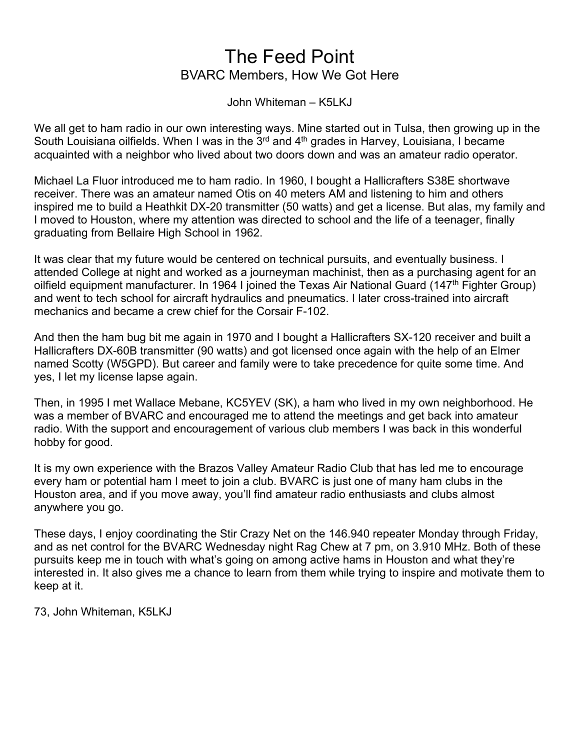# The Feed Point

## BVARC Members, How We Got Here

John Whiteman – K5LKJ

We all get to ham radio in our own interesting ways. Mine started out in Tulsa, then growing up in the South Louisiana oilfields. When I was in the 3rd and 4th grades in Harvey, Louisiana, I became acquainted with a neighbor who lived about two doors down and was an amateur radio operator.

Michael La Fluor introduced me to ham radio. In 1960, I bought a Hallicrafters S38E shortwave receiver. There was an amateur named Otis on 40 meters AM and listening to him and others inspired me to build a Heathkit DX-20 transmitter (50 watts) and get a license. But alas, my family and I moved to Houston, where my attention was directed to school and the life of a teenager, finally graduating from Bellaire High School in 1962.

It was clear that my future would be centered on technical pursuits, and eventually business. I attended College at night and worked as a journeyman machinist, then as a purchasing agent for an oilfield equipment manufacturer. In 1964 I joined the Texas Air National Guard (147th Fighter Group) and went to tech school for aircraft hydraulics and pneumatics. I later cross-trained into aircraft mechanics and became a crew chief for the Corsair F-102.

And then the ham bug bit me again in 1970 and I bought a Hallicrafters SX-120 receiver and built a Hallicrafters DX-60B transmitter (90 watts) and got licensed once again with the help of an Elmer named Scotty (W5GPD). But career and family were to take precedence for quite some time. And yes, I let my license lapse again.

Then, in 1995 I met Wallace Mebane, KC5YEV (SK), a ham who lived in my own neighborhood. He was a member of BVARC and encouraged me to attend the meetings and get back into amateur radio. With the support and encouragement of various club members I was back in this wonderful hobby for good.

It is my own experience with the Brazos Valley Amateur Radio Club that has led me to encourage every ham or potential ham I meet to join a club. BVARC is just one of many ham clubs in the Houston area, and if you move away, you'll find amateur radio enthusiasts and clubs almost anywhere you go.

These days, I enjoy coordinating the Stir Crazy Net on the 146.940 repeater Monday through Friday, and as net control for the BVARC Wednesday night Rag Chew at 7 pm, on 3.910 MHz. Both of these pursuits keep me in touch with what's going on among active hams in Houston and what they're interested in. It also gives me a chance to learn from them while trying to inspire and motivate them to keep at it.

73, John Whiteman, K5LKJ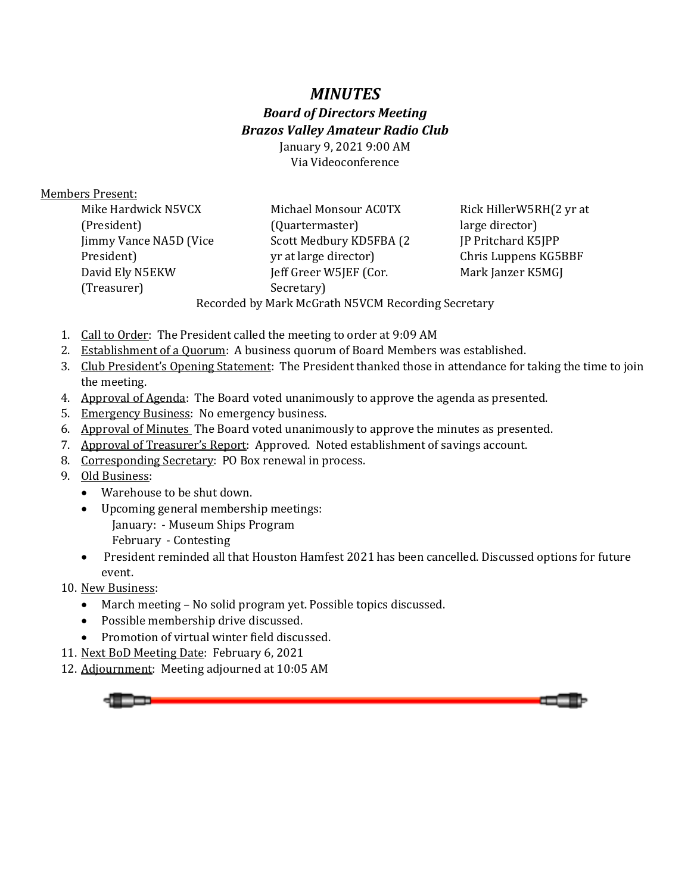# *MINUTES*

### *Board of Directors Meeting*
### *Brazos Valley Amateur Radio Club*

January 9, 2021 9:00 AM
Via Videoconference

Members Present:

Mike Hardwick N5VCX (President)
Jimmy Vance NA5D (Vice President)
David Ely N5EKW (Treasurer)
Michael Monsour AC0TX (Quartermaster)
Scott Medbury KD5FBA (2 yr at large director)
Jeff Greer W5JEF (Cor. Secretary)
Rick HillerW5RH(2 yr at large director)
JP Pritchard K5JPP
Chris Luppens KG5BBF
Mark Janzer K5MGJ

Recorded by Mark McGrath N5VCM Recording Secretary

1. Call to Order: The President called the meeting to order at 9:09 AM
2. Establishment of a Quorum: A business quorum of Board Members was established.
3. Club President's Opening Statement: The President thanked those in attendance for taking the time to join the meeting.
4. Approval of Agenda: The Board voted unanimously to approve the agenda as presented.
5. Emergency Business: No emergency business.
6. Approval of Minutes The Board voted unanimously to approve the minutes as presented.
7. Approval of Treasurer's Report: Approved. Noted establishment of savings account.
8. Corresponding Secretary: PO Box renewal in process.
9. Old Business:
   - Warehouse to be shut down.
   - Upcoming general membership meetings:
     January: - Museum Ships Program
     February - Contesting
   - President reminded all that Houston Hamfest 2021 has been cancelled. Discussed options for future event.
10. New Business:
    - March meeting – No solid program yet. Possible topics discussed.
    - Possible membership drive discussed.
    - Promotion of virtual winter field discussed.
11. Next BoD Meeting Date: February 6, 2021
12. Adjournment: Meeting adjourned at 10:05 AM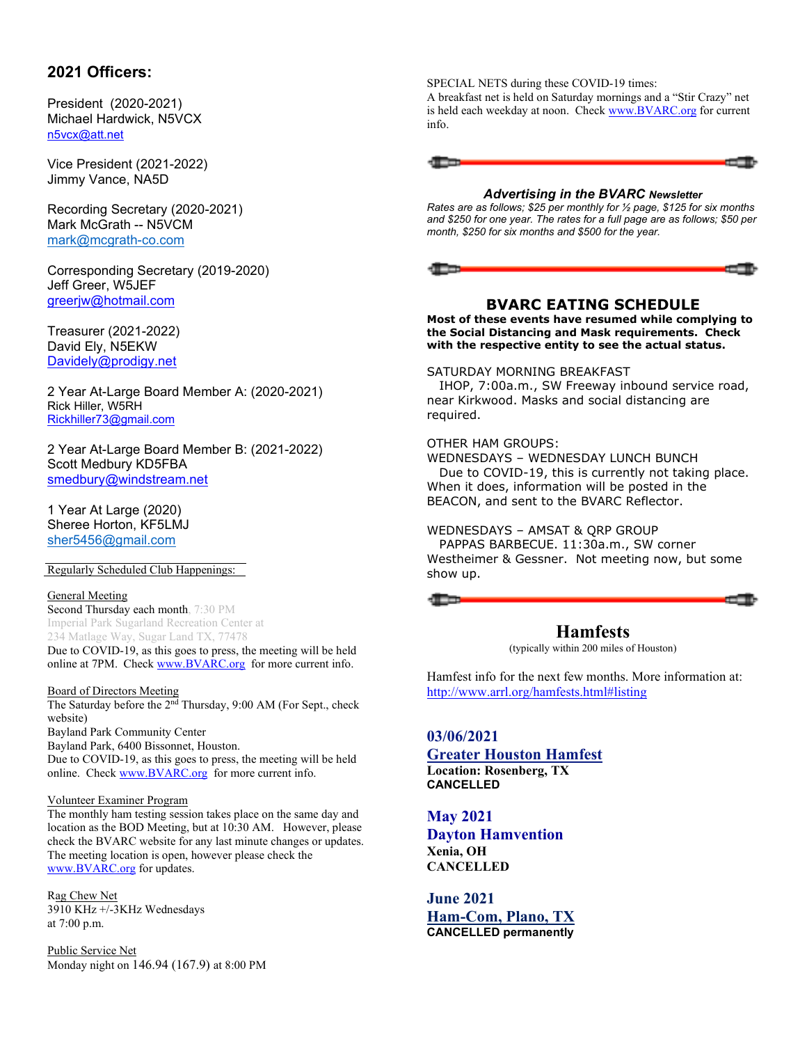## 2021 Officers:

President (2020-2021)
Michael Hardwick, N5VCX
n5vcx@att.net

Vice President (2021-2022)
Jimmy Vance, NA5D

Recording Secretary (2020-2021)
Mark McGrath -- N5VCM
mark@mcgrath-co.com

Corresponding Secretary (2019-2020)
Jeff Greer, W5JEF
greerjw@hotmail.com

Treasurer (2021-2022)
David Ely, N5EKW
Davidely@prodigy.net

2 Year At-Large Board Member A: (2020-2021)
Rick Hiller, W5RH
Rickhiller73@gmail.com

2 Year At-Large Board Member B: (2021-2022)
Scott Medbury KD5FBA
smedbury@windstream.net

1 Year At Large (2020)
Sheree Horton, KF5LMJ
sher5456@gmail.com

Regularly Scheduled Club Happenings:

General Meeting
Second Thursday each month, 7:30 PM
Imperial Park Sugarland Recreation Center at
234 Matlage Way, Sugar Land TX, 77478
Due to COVID-19, as this goes to press, the meeting will be held online at 7PM. Check www.BVARC.org for more current info.

Board of Directors Meeting
The Saturday before the 2nd Thursday, 9:00 AM (For Sept., check website)
Bayland Park Community Center
Bayland Park, 6400 Bissonnet, Houston.
Due to COVID-19, as this goes to press, the meeting will be held online. Check www.BVARC.org for more current info.

Volunteer Examiner Program
The monthly ham testing session takes place on the same day and location as the BOD Meeting, but at 10:30 AM. However, please check the BVARC website for any last minute changes or updates. The meeting location is open, however please check the www.BVARC.org for updates.

Rag Chew Net
3910 KHz +/-3KHz Wednesdays
at 7:00 p.m.

Public Service Net
Monday night on 146.94 (167.9) at 8:00 PM

SPECIAL NETS during these COVID-19 times:
A breakfast net is held on Saturday mornings and a "Stir Crazy" net is held each weekday at noon. Check www.BVARC.org for current info.

### *Advertising in the BVARC Newsletter*

*Rates are as follows; $25 per monthly for ½ page, $125 for six months and $250 for one year. The rates for a full page are as follows; $50 per month, $250 for six months and $500 for the year.*

### BVARC EATING SCHEDULE

**Most of these events have resumed while complying to the Social Distancing and Mask requirements. Check with the respective entity to see the actual status.**

SATURDAY MORNING BREAKFAST
IHOP, 7:00a.m., SW Freeway inbound service road, near Kirkwood. Masks and social distancing are required.

OTHER HAM GROUPS:
WEDNESDAYS – WEDNESDAY LUNCH BUNCH
Due to COVID-19, this is currently not taking place. When it does, information will be posted in the BEACON, and sent to the BVARC Reflector.

WEDNESDAYS – AMSAT & QRP GROUP
PAPPAS BARBECUE. 11:30a.m., SW corner Westheimer & Gessner. Not meeting now, but some show up.

## Hamfests

(typically within 200 miles of Houston)

Hamfest info for the next few months. More information at: http://www.arrl.org/hamfests.html#listing

**03/06/2021**
**Greater Houston Hamfest**
**Location: Rosenberg, TX**
**CANCELLED**

**May 2021**
**Dayton Hamvention**
**Xenia, OH**
**CANCELLED**

**June 2021**
**Ham-Com, Plano, TX**
**CANCELLED permanently**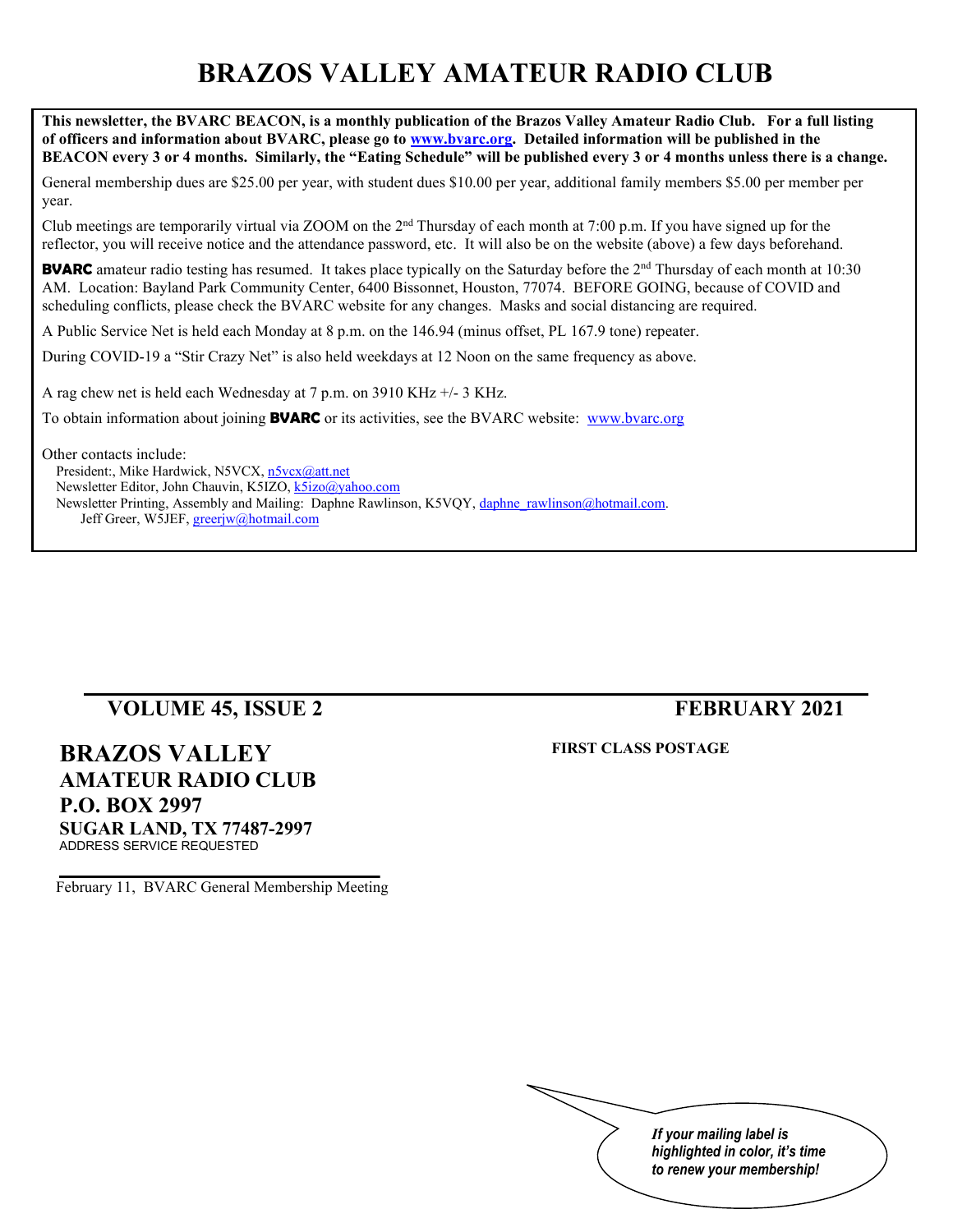# BRAZOS VALLEY AMATEUR RADIO CLUB

**This newsletter, the BVARC BEACON, is a monthly publication of the Brazos Valley Amateur Radio Club. For a full listing of officers and information about BVARC, please go to [www.bvarc.org](http://www.bvarc.org). Detailed information will be published in the BEACON every 3 or 4 months. Similarly, the "Eating Schedule" will be published every 3 or 4 months unless there is a change.**

General membership dues are $25.00 per year, with student dues $10.00 per year, additional family members $5.00 per member per year.

Club meetings are temporarily virtual via ZOOM on the 2nd Thursday of each month at 7:00 p.m. If you have signed up for the reflector, you will receive notice and the attendance password, etc. It will also be on the website (above) a few days beforehand.

**BVARC** amateur radio testing has resumed. It takes place typically on the Saturday before the 2nd Thursday of each month at 10:30 AM. Location: Bayland Park Community Center, 6400 Bissonnet, Houston, 77074. BEFORE GOING, because of COVID and scheduling conflicts, please check the BVARC website for any changes. Masks and social distancing are required.

A Public Service Net is held each Monday at 8 p.m. on the 146.94 (minus offset, PL 167.9 tone) repeater.

During COVID-19 a "Stir Crazy Net" is also held weekdays at 12 Noon on the same frequency as above.

A rag chew net is held each Wednesday at 7 p.m. on 3910 KHz +/- 3 KHz.

To obtain information about joining **BVARC** or its activities, see the BVARC website: [www.bvarc.org](http://www.bvarc.org)

Other contacts include:
President:, Mike Hardwick, N5VCX, n5vcx@att.net
Newsletter Editor, John Chauvin, K5IZO, k5izo@yahoo.com
Newsletter Printing, Assembly and Mailing: Daphne Rawlinson, K5VQY, daphne_rawlinson@hotmail.com.
Jeff Greer, W5JEF, greerjw@hotmail.com

**VOLUME 45, ISSUE 2** **FEBRUARY 2021**

**BRAZOS VALLEY**
**AMATEUR RADIO CLUB**
**P.O. BOX 2997**
**SUGAR LAND, TX 77487-2997**
ADDRESS SERVICE REQUESTED

**FIRST CLASS POSTAGE**

February 11, BVARC General Membership Meeting

***If your mailing label is highlighted in color, it's time to renew your membership!***